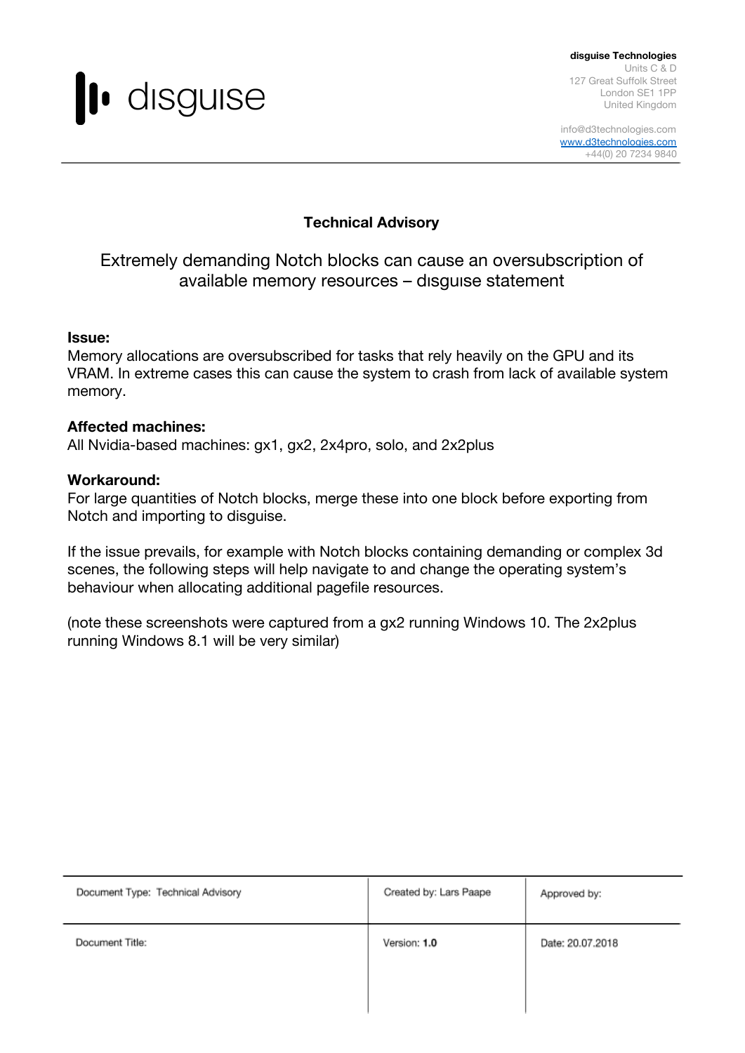disguise

**disguise Technologies**
Units C & D
127 Great Suffolk Street
London SE1 1PP
United Kingdom

info@d3technologies.com
www.d3technologies.com
+44(0) 20 7234 9840

## Technical Advisory

# Extremely demanding Notch blocks can cause an oversubscription of available memory resources – dısguıse statement

**Issue:**
Memory allocations are oversubscribed for tasks that rely heavily on the GPU and its VRAM. In extreme cases this can cause the system to crash from lack of available system memory.

**Affected machines:**
All Nvidia-based machines: gx1, gx2, 2x4pro, solo, and 2x2plus

**Workaround:**
For large quantities of Notch blocks, merge these into one block before exporting from Notch and importing to disguise.

If the issue prevails, for example with Notch blocks containing demanding or complex 3d scenes, the following steps will help navigate to and change the operating system's behaviour when allocating additional pagefile resources.

(note these screenshots were captured from a gx2 running Windows 10. The 2x2plus running Windows 8.1 will be very similar)

| Document Type: Technical Advisory | Created by: Lars Paape | Approved by: |
|---|---|---|
| Document Title: | Version: **1.0** | Date: 20.07.2018 |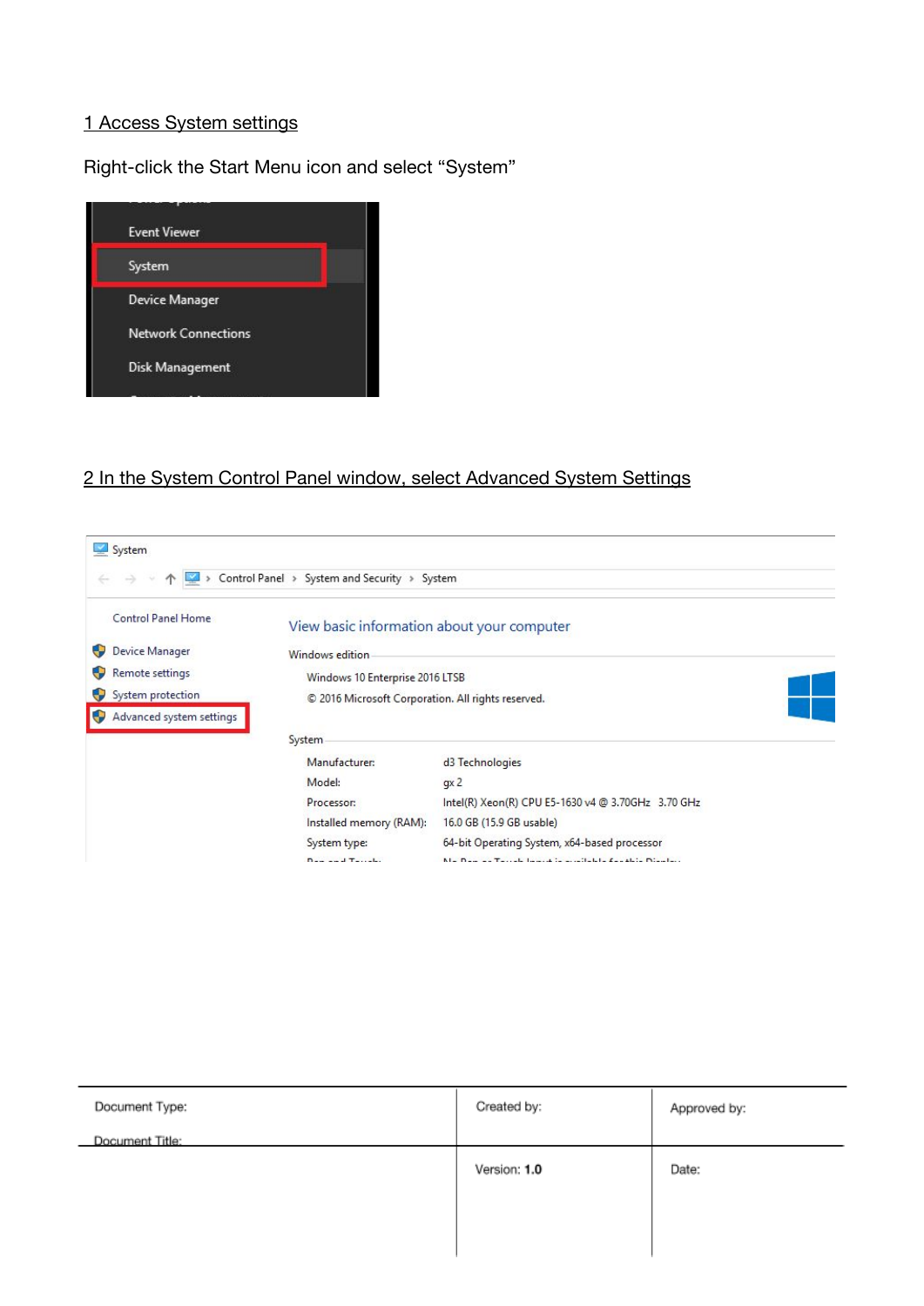1 Access System settings

Right-click the Start Menu icon and select "System"

2 In the System Control Panel window, select Advanced System Settings

| Document Type: | Created by: | Approved by: |
| --- | --- | --- |
| Document Title: | Version: **1.0** | Date: |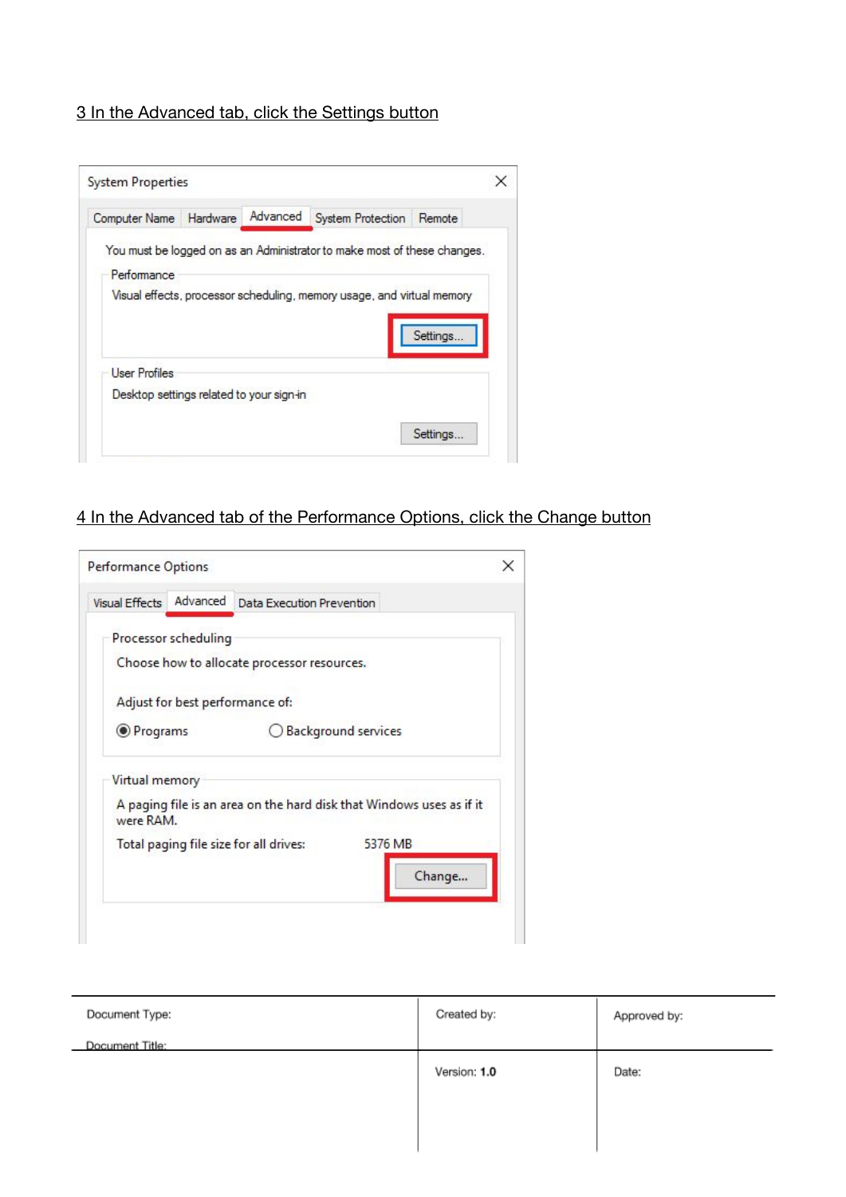3 In the Advanced tab, click the Settings button

4 In the Advanced tab of the Performance Options, click the Change button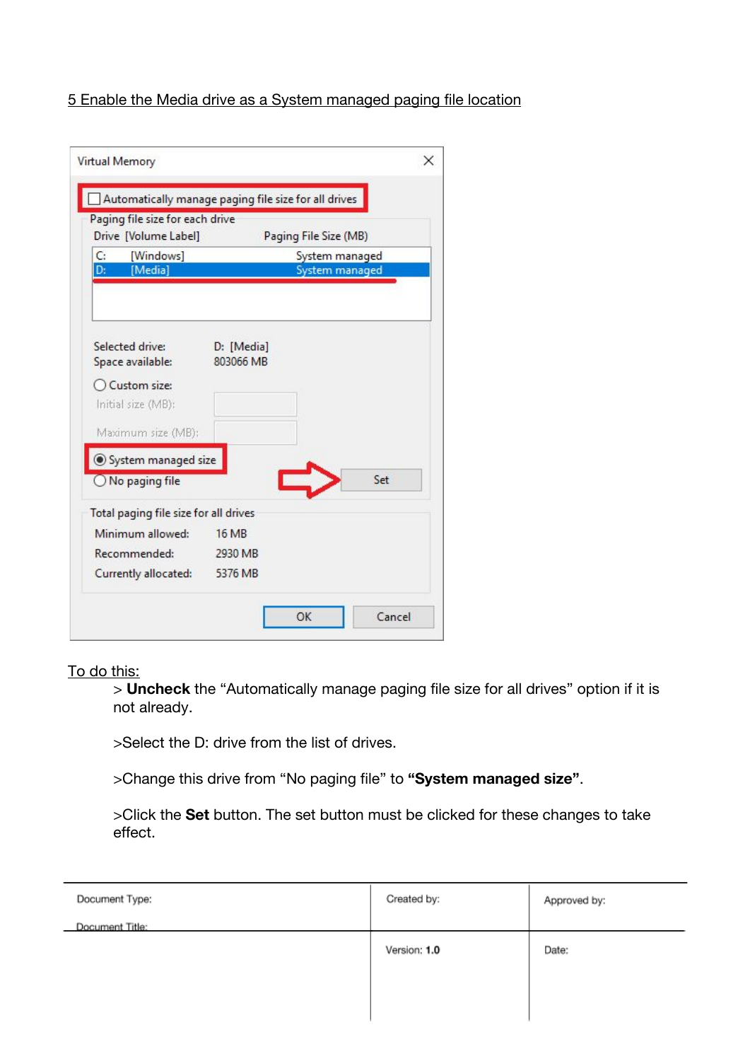## 5 Enable the Media drive as a System managed paging file location

To do this:

> **Uncheck** the "Automatically manage paging file size for all drives" option if it is not already.

>Select the D: drive from the list of drives.

>Change this drive from "No paging file" to **"System managed size"**.

>Click the **Set** button. The set button must be clicked for these changes to take effect.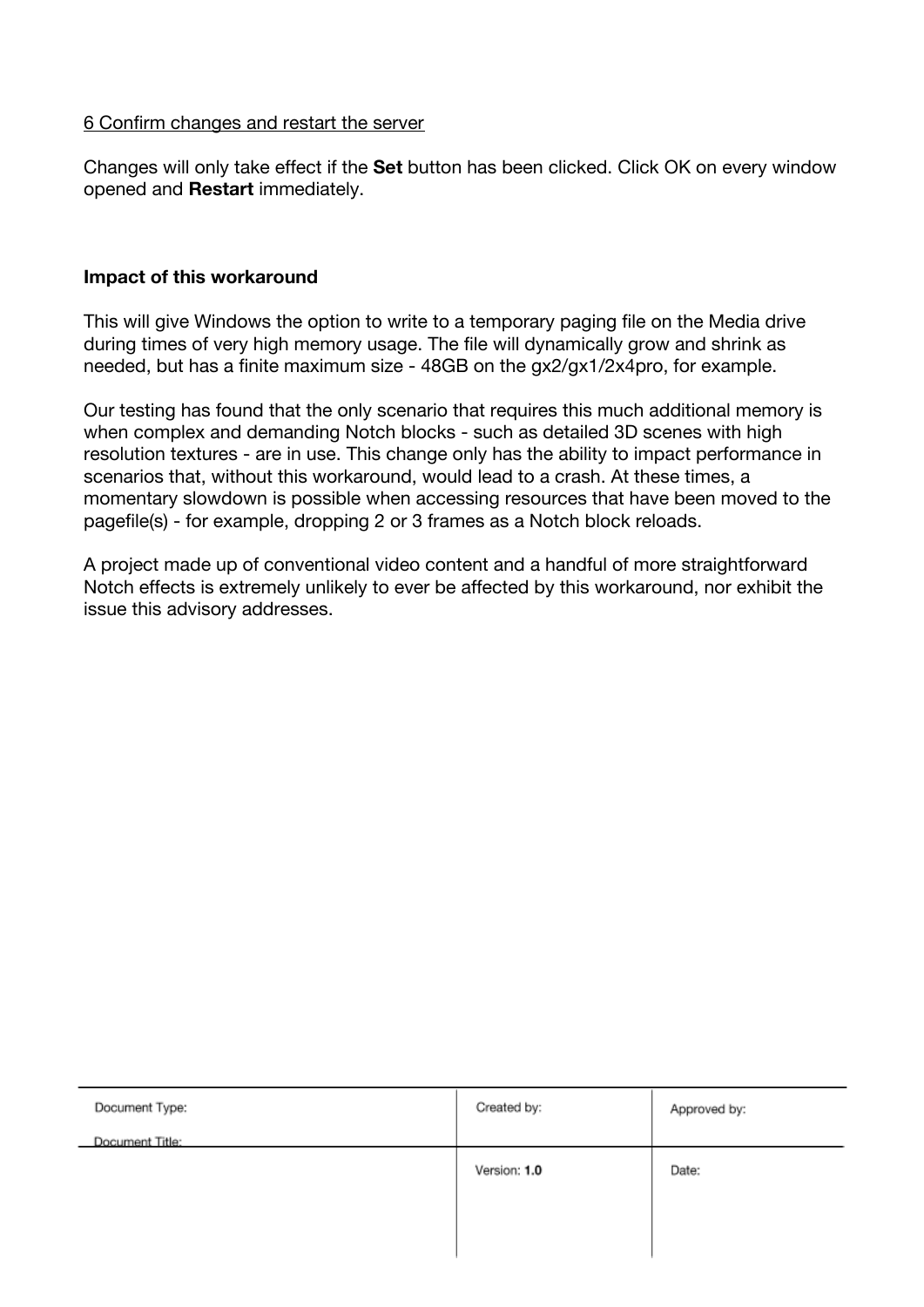### 6 Confirm changes and restart the server

Changes will only take effect if the **Set** button has been clicked. Click OK on every window opened and **Restart** immediately.

### Impact of this workaround

This will give Windows the option to write to a temporary paging file on the Media drive during times of very high memory usage. The file will dynamically grow and shrink as needed, but has a finite maximum size - 48GB on the gx2/gx1/2x4pro, for example.

Our testing has found that the only scenario that requires this much additional memory is when complex and demanding Notch blocks - such as detailed 3D scenes with high resolution textures - are in use. This change only has the ability to impact performance in scenarios that, without this workaround, would lead to a crash. At these times, a momentary slowdown is possible when accessing resources that have been moved to the pagefile(s) - for example, dropping 2 or 3 frames as a Notch block reloads.

A project made up of conventional video content and a handful of more straightforward Notch effects is extremely unlikely to ever be affected by this workaround, nor exhibit the issue this advisory addresses.